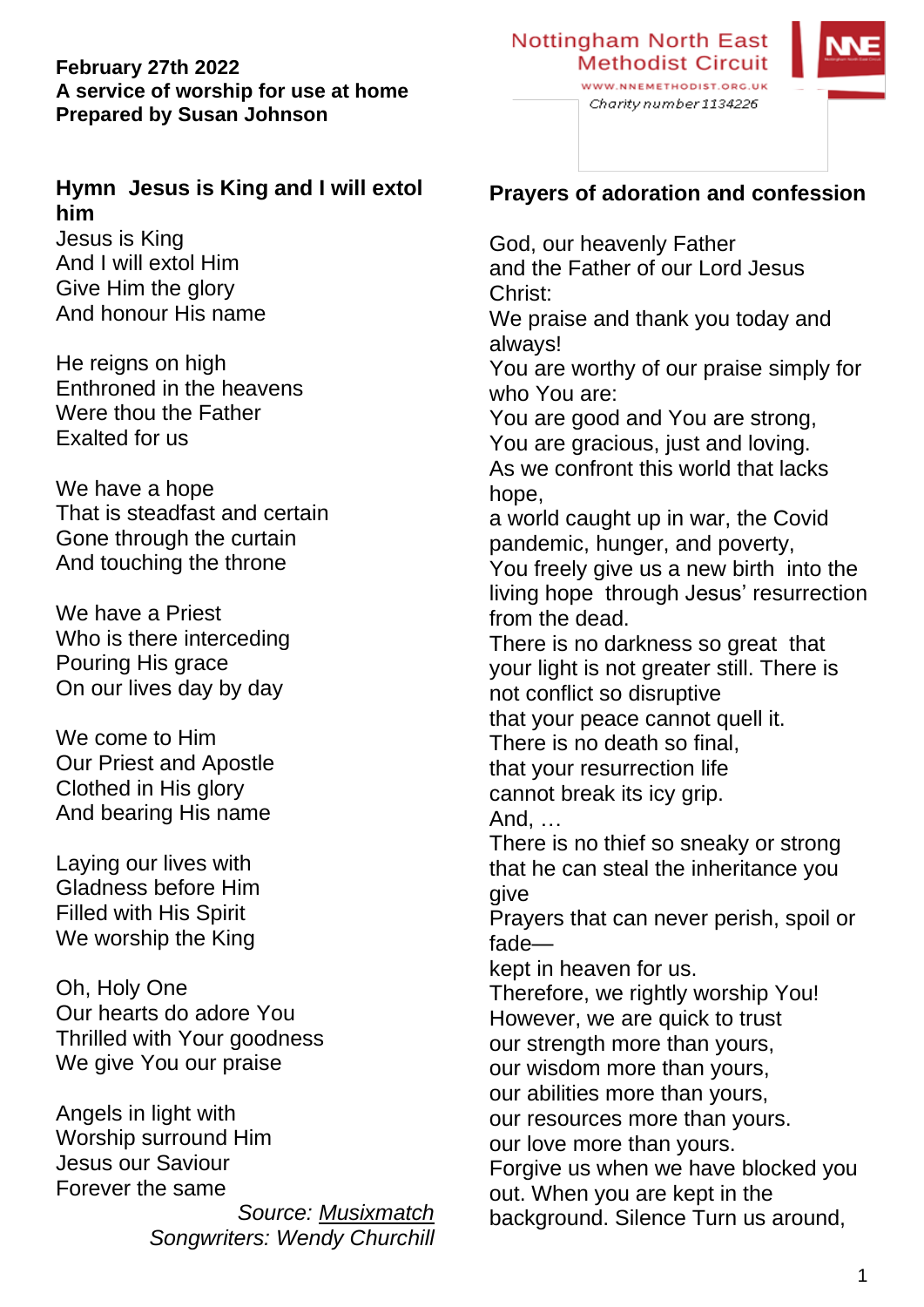**February 27th 2022**
**A service of worship for use at home**
**Prepared by Susan Johnson**

Nottingham North East Methodist Circuit
WWW.NNEMETHODIST.ORG.UK
Charity number 1134226

**Hymn Jesus is King and I will extol him**

Jesus is King
And I will extol Him
Give Him the glory
And honour His name

He reigns on high
Enthroned in the heavens
Were thou the Father
Exalted for us

We have a hope
That is steadfast and certain
Gone through the curtain
And touching the throne

We have a Priest
Who is there interceding
Pouring His grace
On our lives day by day

We come to Him
Our Priest and Apostle
Clothed in His glory
And bearing His name

Laying our lives with
Gladness before Him
Filled with His Spirit
We worship the King

Oh, Holy One
Our hearts do adore You
Thrilled with Your goodness
We give You our praise

Angels in light with
Worship surround Him
Jesus our Saviour
Forever the same

*Source: Musixmatch*
*Songwriters: Wendy Churchill*

**Prayers of adoration and confession**

God, our heavenly Father
and the Father of our Lord Jesus Christ:
We praise and thank you today and always!
You are worthy of our praise simply for who You are:
You are good and You are strong,
You are gracious, just and loving.
As we confront this world that lacks hope,
a world caught up in war, the Covid pandemic, hunger, and poverty,
You freely give us a new birth into the living hope through Jesus' resurrection from the dead.
There is no darkness so great that your light is not greater still. There is not conflict so disruptive
that your peace cannot quell it.
There is no death so final,
that your resurrection life
cannot break its icy grip.
And, …
There is no thief so sneaky or strong
that he can steal the inheritance you give
Prayers that can never perish, spoil or fade—
kept in heaven for us.
Therefore, we rightly worship You!
However, we are quick to trust
our strength more than yours,
our wisdom more than yours,
our abilities more than yours,
our resources more than yours.
our love more than yours.
Forgive us when we have blocked you out. When you are kept in the background. Silence Turn us around,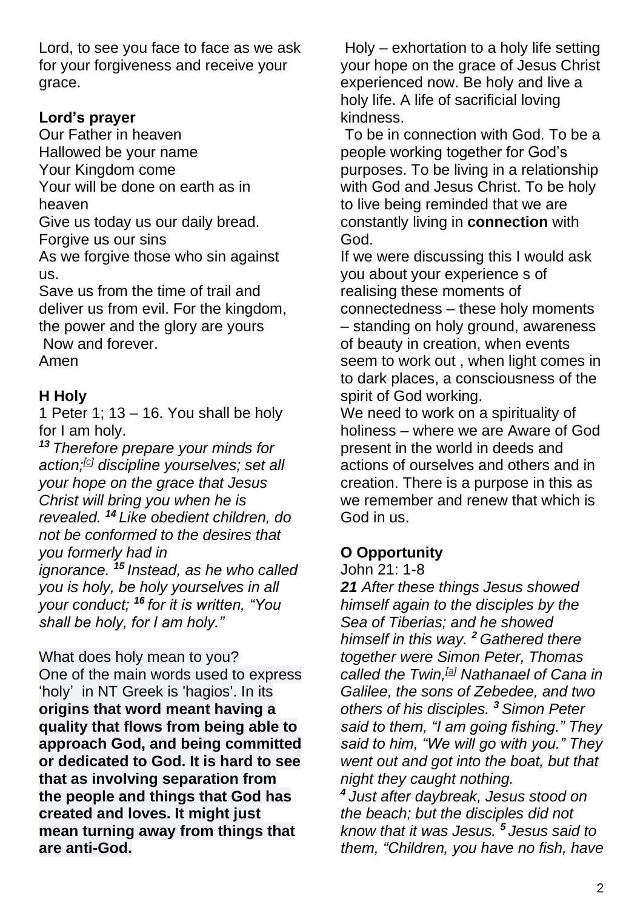Lord, to see you face to face as we ask for your forgiveness and receive your grace.

**Lord's prayer**

Our Father in heaven
Hallowed be your name
Your Kingdom come
Your will be done on earth as in heaven
Give us today us our daily bread.
Forgive us our sins
As we forgive those who sin against us.
Save us from the time of trail and deliver us from evil. For the kingdom, the power and the glory are yours
Now and forever.
Amen

**H Holy**

1 Peter 1; 13 – 16. You shall be holy for I am holy.

***13*** *Therefore prepare your minds for action;*[c] *discipline yourselves; set all your hope on the grace that Jesus Christ will bring you when he is revealed.* ***14*** *Like obedient children, do not be conformed to the desires that you formerly had in ignorance.* ***15*** *Instead, as he who called you is holy, be holy yourselves in all your conduct;* ***16*** *for it is written, "You shall be holy, for I am holy."*

What does holy mean to you?
One of the main words used to express 'holy' in NT Greek is 'hagios'. In its **origins that word meant having a quality that flows from being able to approach God, and being committed or dedicated to God. It is hard to see that as involving separation from the people and things that God has created and loves. It might just mean turning away from things that are anti-God.**

Holy – exhortation to a holy life setting your hope on the grace of Jesus Christ experienced now. Be holy and live a holy life. A life of sacrificial loving kindness.

To be in connection with God. To be a people working together for God's purposes. To be living in a relationship with God and Jesus Christ. To be holy to live being reminded that we are constantly living in **connection** with God.

If we were discussing this I would ask you about your experience s of realising these moments of connectedness – these holy moments – standing on holy ground, awareness of beauty in creation, when events seem to work out , when light comes in to dark places, a consciousness of the spirit of God working.

We need to work on a spirituality of holiness – where we are Aware of God present in the world in deeds and actions of ourselves and others and in creation. There is a purpose in this as we remember and renew that which is God in us.

**O Opportunity**

John 21: 1-8

***21*** *After these things Jesus showed himself again to the disciples by the Sea of Tiberias; and he showed himself in this way.* ***2*** *Gathered there together were Simon Peter, Thomas called the Twin,*[a] *Nathanael of Cana in Galilee, the sons of Zebedee, and two others of his disciples.* ***3*** *Simon Peter said to them, "I am going fishing." They said to him, "We will go with you." They went out and got into the boat, but that night they caught nothing.*

***4*** *Just after daybreak, Jesus stood on the beach; but the disciples did not know that it was Jesus.* ***5*** *Jesus said to them, "Children, you have no fish, have*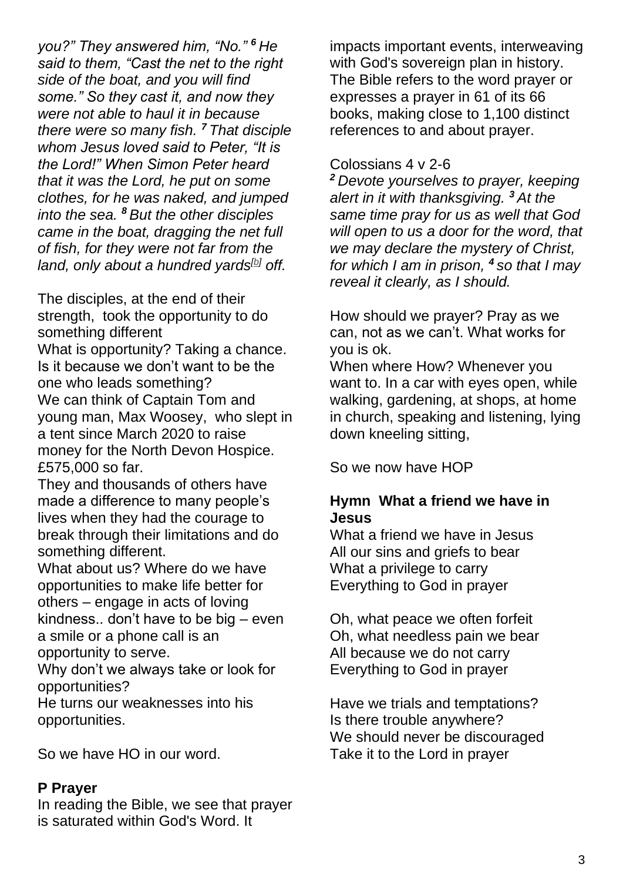*you?" They answered him, "No." [6] He said to them, "Cast the net to the right side of the boat, and you will find some." So they cast it, and now they were not able to haul it in because there were so many fish. [7] That disciple whom Jesus loved said to Peter, "It is the Lord!" When Simon Peter heard that it was the Lord, he put on some clothes, for he was naked, and jumped into the sea. [8] But the other disciples came in the boat, dragging the net full of fish, for they were not far from the land, only about a hundred yards[b] off.*

The disciples, at the end of their strength, took the opportunity to do something different

What is opportunity? Taking a chance. Is it because we don't want to be the one who leads something?

We can think of Captain Tom and young man, Max Woosey, who slept in a tent since March 2020 to raise money for the North Devon Hospice. £575,000 so far.

They and thousands of others have made a difference to many people's lives when they had the courage to break through their limitations and do something different.

What about us? Where do we have opportunities to make life better for others – engage in acts of loving kindness.. don't have to be big – even a smile or a phone call is an opportunity to serve.

Why don't we always take or look for opportunities?

He turns our weaknesses into his opportunities.

So we have HO in our word.

## P Prayer

In reading the Bible, we see that prayer is saturated within God's Word. It impacts important events, interweaving with God's sovereign plan in history. The Bible refers to the word prayer or expresses a prayer in 61 of its 66 books, making close to 1,100 distinct references to and about prayer.

Colossians 4 v 2-6

*[2] Devote yourselves to prayer, keeping alert in it with thanksgiving. [3] At the same time pray for us as well that God will open to us a door for the word, that we may declare the mystery of Christ, for which I am in prison, [4] so that I may reveal it clearly, as I should.*

How should we prayer? Pray as we can, not as we can't. What works for you is ok.

When where How? Whenever you want to. In a car with eyes open, while walking, gardening, at shops, at home in church, speaking and listening, lying down kneeling sitting,

So we now have HOP

**Hymn What a friend we have in Jesus**

What a friend we have in Jesus
All our sins and griefs to bear
What a privilege to carry
Everything to God in prayer

Oh, what peace we often forfeit
Oh, what needless pain we bear
All because we do not carry
Everything to God in prayer

Have we trials and temptations?
Is there trouble anywhere?
We should never be discouraged
Take it to the Lord in prayer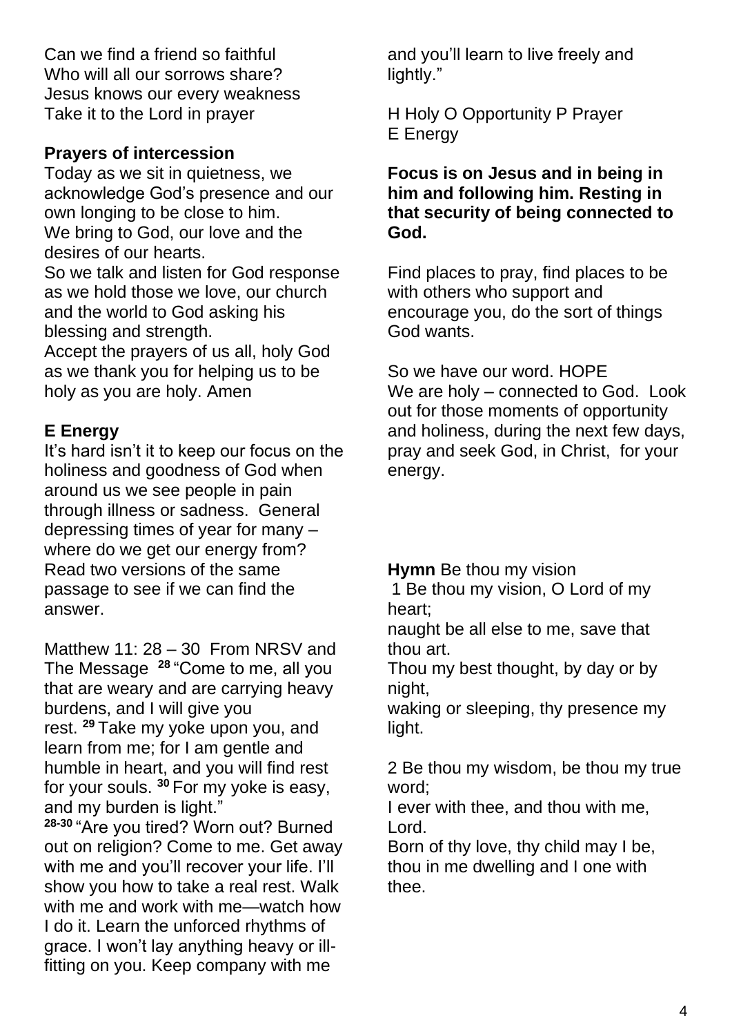Can we find a friend so faithful
Who will all our sorrows share?
Jesus knows our every weakness
Take it to the Lord in prayer

**Prayers of intercession**

Today as we sit in quietness, we acknowledge God's presence and our own longing to be close to him.
We bring to God, our love and the desires of our hearts.
So we talk and listen for God response as we hold those we love, our church and the world to God asking his blessing and strength.
Accept the prayers of us all, holy God as we thank you for helping us to be holy as you are holy. Amen

**E Energy**

It's hard isn't it to keep our focus on the holiness and goodness of God when around us we see people in pain through illness or sadness. General depressing times of year for many – where do we get our energy from? Read two versions of the same passage to see if we can find the answer.

Matthew 11: 28 – 30 From NRSV and The Message **28** "Come to me, all you that are weary and are carrying heavy burdens, and I will give you rest. **29** Take my yoke upon you, and learn from me; for I am gentle and humble in heart, and you will find rest for your souls. **30** For my yoke is easy, and my burden is light."
**28-30** "Are you tired? Worn out? Burned out on religion? Come to me. Get away with me and you'll recover your life. I'll show you how to take a real rest. Walk with me and work with me—watch how I do it. Learn the unforced rhythms of grace. I won't lay anything heavy or ill-fitting on you. Keep company with me and you'll learn to live freely and lightly."

H Holy O Opportunity P Prayer
E Energy

**Focus is on Jesus and in being in him and following him. Resting in that security of being connected to God.**

Find places to pray, find places to be with others who support and encourage you, do the sort of things God wants.

So we have our word. HOPE
We are holy – connected to God. Look out for those moments of opportunity and holiness, during the next few days, pray and seek God, in Christ, for your energy.

**Hymn** Be thou my vision

1 Be thou my vision, O Lord of my heart;
naught be all else to me, save that thou art.
Thou my best thought, by day or by night,
waking or sleeping, thy presence my light.

2 Be thou my wisdom, be thou my true word;
I ever with thee, and thou with me, Lord.
Born of thy love, thy child may I be,
thou in me dwelling and I one with thee.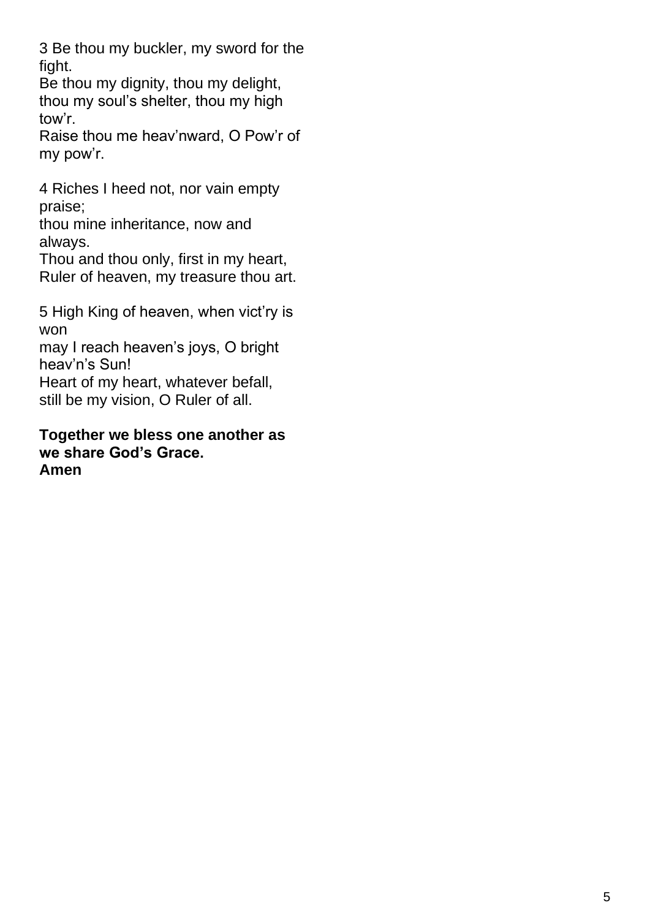3 Be thou my buckler, my sword for the fight.
Be thou my dignity, thou my delight,
thou my soul's shelter, thou my high tow'r.
Raise thou me heav'nward, O Pow'r of my pow'r.

4 Riches I heed not, nor vain empty praise;
thou mine inheritance, now and always.
Thou and thou only, first in my heart,
Ruler of heaven, my treasure thou art.

5 High King of heaven, when vict'ry is won
may I reach heaven's joys, O bright heav'n's Sun!
Heart of my heart, whatever befall,
still be my vision, O Ruler of all.

**Together we bless one another as we share God's Grace.**
**Amen**